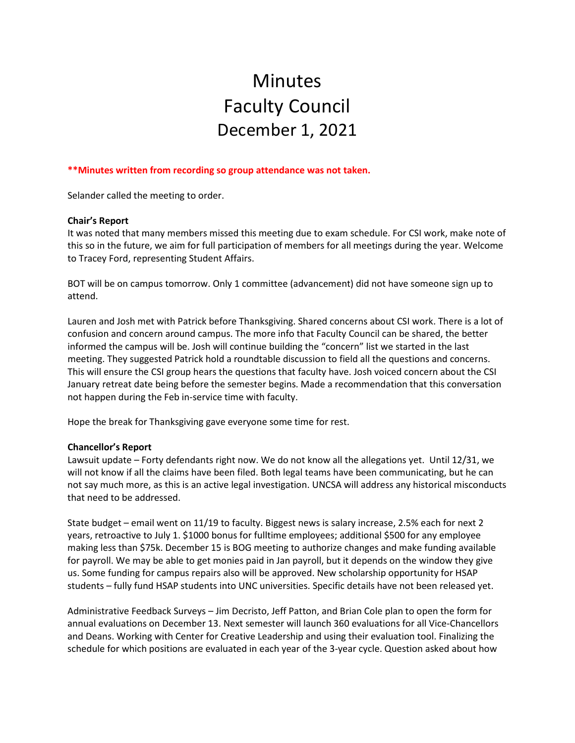# Minutes
# Faculty Council
# December 1, 2021

**\*\*Minutes written from recording so group attendance was not taken.**

Selander called the meeting to order.

**Chair's Report**

It was noted that many members missed this meeting due to exam schedule. For CSI work, make note of this so in the future, we aim for full participation of members for all meetings during the year. Welcome to Tracey Ford, representing Student Affairs.

BOT will be on campus tomorrow. Only 1 committee (advancement) did not have someone sign up to attend.

Lauren and Josh met with Patrick before Thanksgiving. Shared concerns about CSI work. There is a lot of confusion and concern around campus. The more info that Faculty Council can be shared, the better informed the campus will be. Josh will continue building the "concern" list we started in the last meeting. They suggested Patrick hold a roundtable discussion to field all the questions and concerns. This will ensure the CSI group hears the questions that faculty have. Josh voiced concern about the CSI January retreat date being before the semester begins. Made a recommendation that this conversation not happen during the Feb in-service time with faculty.

Hope the break for Thanksgiving gave everyone some time for rest.

**Chancellor's Report**

Lawsuit update – Forty defendants right now. We do not know all the allegations yet. Until 12/31, we will not know if all the claims have been filed. Both legal teams have been communicating, but he can not say much more, as this is an active legal investigation. UNCSA will address any historical misconducts that need to be addressed.

State budget – email went on 11/19 to faculty. Biggest news is salary increase, 2.5% each for next 2 years, retroactive to July 1. $1000 bonus for fulltime employees; additional $500 for any employee making less than $75k. December 15 is BOG meeting to authorize changes and make funding available for payroll. We may be able to get monies paid in Jan payroll, but it depends on the window they give us. Some funding for campus repairs also will be approved. New scholarship opportunity for HSAP students – fully fund HSAP students into UNC universities. Specific details have not been released yet.

Administrative Feedback Surveys – Jim Decristo, Jeff Patton, and Brian Cole plan to open the form for annual evaluations on December 13. Next semester will launch 360 evaluations for all Vice-Chancellors and Deans. Working with Center for Creative Leadership and using their evaluation tool. Finalizing the schedule for which positions are evaluated in each year of the 3-year cycle. Question asked about how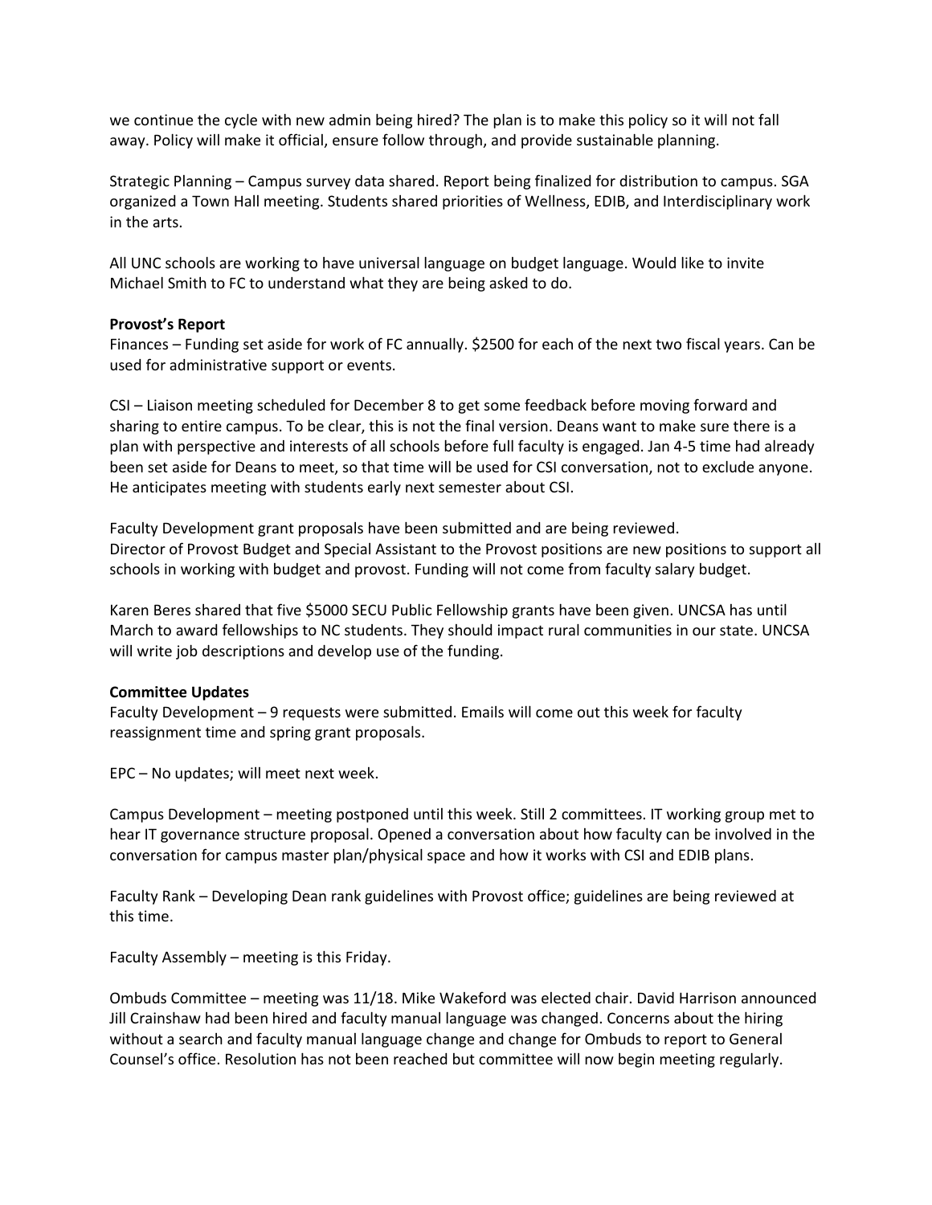we continue the cycle with new admin being hired? The plan is to make this policy so it will not fall away. Policy will make it official, ensure follow through, and provide sustainable planning.

Strategic Planning – Campus survey data shared. Report being finalized for distribution to campus. SGA organized a Town Hall meeting. Students shared priorities of Wellness, EDIB, and Interdisciplinary work in the arts.

All UNC schools are working to have universal language on budget language. Would like to invite Michael Smith to FC to understand what they are being asked to do.

**Provost's Report**

Finances – Funding set aside for work of FC annually. $2500 for each of the next two fiscal years. Can be used for administrative support or events.

CSI – Liaison meeting scheduled for December 8 to get some feedback before moving forward and sharing to entire campus. To be clear, this is not the final version. Deans want to make sure there is a plan with perspective and interests of all schools before full faculty is engaged. Jan 4-5 time had already been set aside for Deans to meet, so that time will be used for CSI conversation, not to exclude anyone. He anticipates meeting with students early next semester about CSI.

Faculty Development grant proposals have been submitted and are being reviewed.
Director of Provost Budget and Special Assistant to the Provost positions are new positions to support all schools in working with budget and provost. Funding will not come from faculty salary budget.

Karen Beres shared that five $5000 SECU Public Fellowship grants have been given. UNCSA has until March to award fellowships to NC students. They should impact rural communities in our state. UNCSA will write job descriptions and develop use of the funding.

**Committee Updates**

Faculty Development – 9 requests were submitted. Emails will come out this week for faculty reassignment time and spring grant proposals.

EPC – No updates; will meet next week.

Campus Development – meeting postponed until this week. Still 2 committees. IT working group met to hear IT governance structure proposal. Opened a conversation about how faculty can be involved in the conversation for campus master plan/physical space and how it works with CSI and EDIB plans.

Faculty Rank – Developing Dean rank guidelines with Provost office; guidelines are being reviewed at this time.

Faculty Assembly – meeting is this Friday.

Ombuds Committee – meeting was 11/18. Mike Wakeford was elected chair. David Harrison announced Jill Crainshaw had been hired and faculty manual language was changed. Concerns about the hiring without a search and faculty manual language change and change for Ombuds to report to General Counsel's office. Resolution has not been reached but committee will now begin meeting regularly.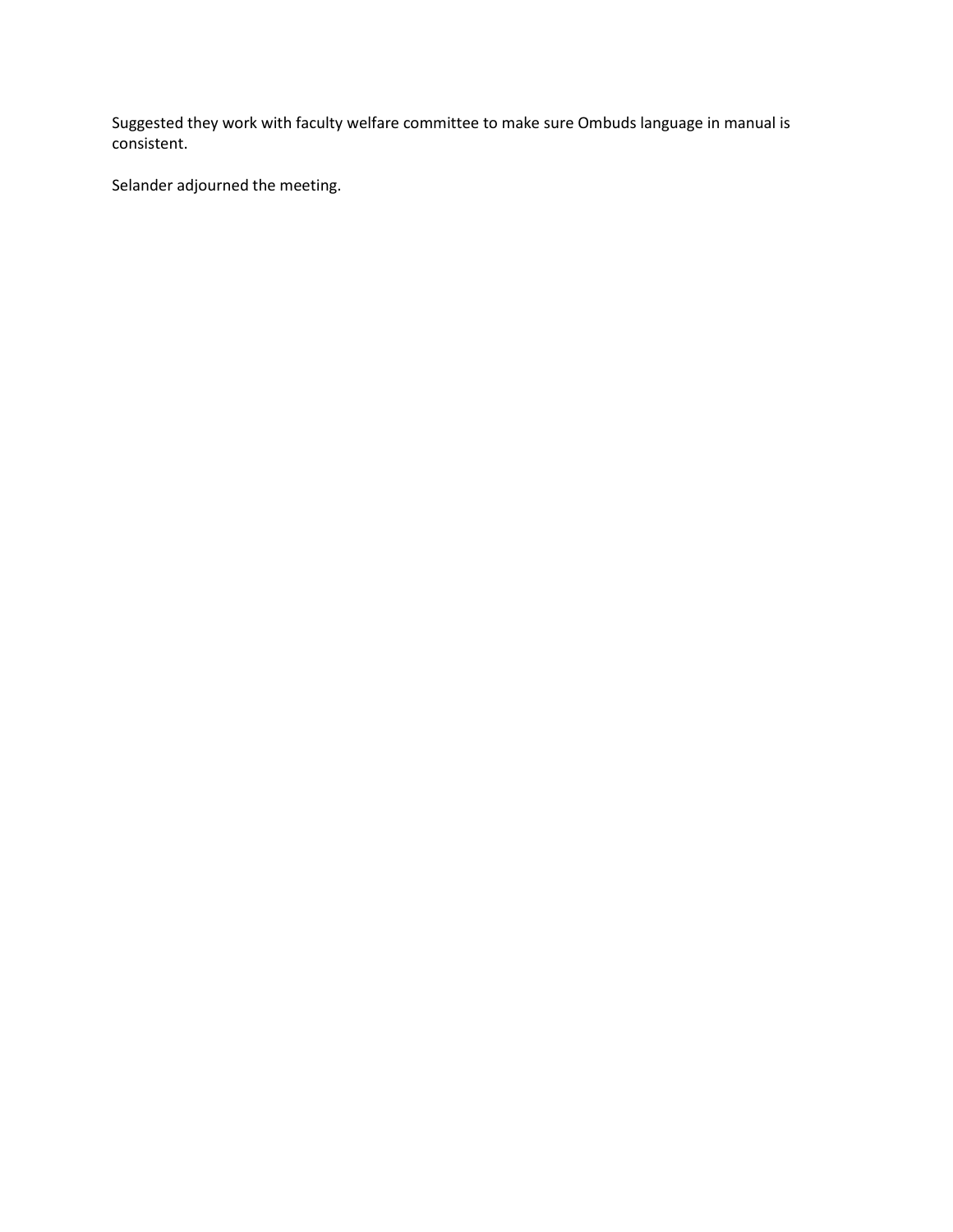Suggested they work with faculty welfare committee to make sure Ombuds language in manual is consistent.

Selander adjourned the meeting.